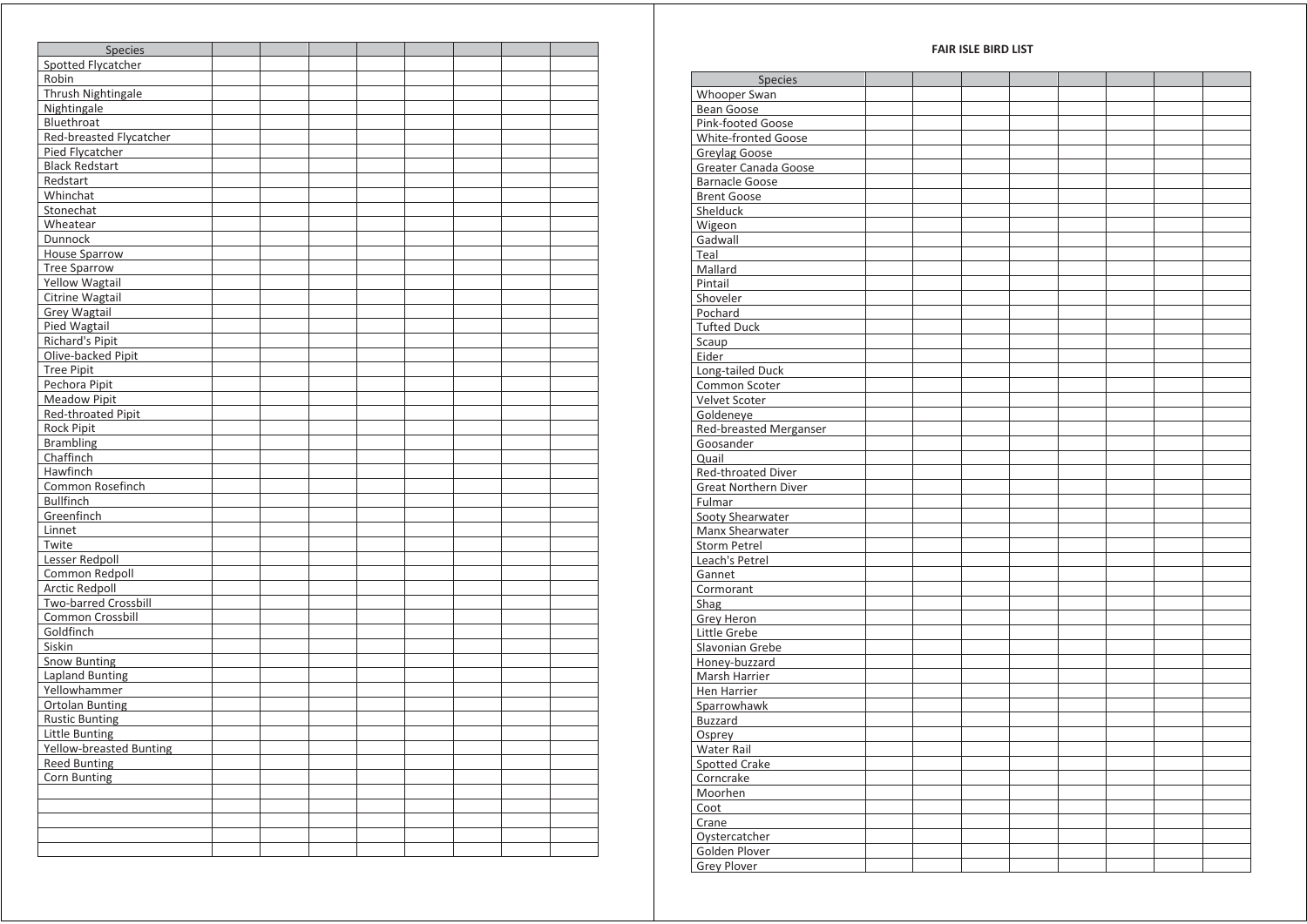| Species | | | | | | | | |
|---|---|---|---|---|---|---|---|---|
| Spotted Flycatcher | | | | | | | | |
| Robin | | | | | | | | |
| Thrush Nightingale | | | | | | | | |
| Nightingale | | | | | | | | |
| Bluethroat | | | | | | | | |
| Red-breasted Flycatcher | | | | | | | | |
| Pied Flycatcher | | | | | | | | |
| Black Redstart | | | | | | | | |
| Redstart | | | | | | | | |
| Whinchat | | | | | | | | |
| Stonechat | | | | | | | | |
| Wheatear | | | | | | | | |
| Dunnock | | | | | | | | |
| House Sparrow | | | | | | | | |
| Tree Sparrow | | | | | | | | |
| Yellow Wagtail | | | | | | | | |
| Citrine Wagtail | | | | | | | | |
| Grey Wagtail | | | | | | | | |
| Pied Wagtail | | | | | | | | |
| Richard's Pipit | | | | | | | | |
| Olive-backed Pipit | | | | | | | | |
| Tree Pipit | | | | | | | | |
| Pechora Pipit | | | | | | | | |
| Meadow Pipit | | | | | | | | |
| Red-throated Pipit | | | | | | | | |
| Rock Pipit | | | | | | | | |
| Brambling | | | | | | | | |
| Chaffinch | | | | | | | | |
| Hawfinch | | | | | | | | |
| Common Rosefinch | | | | | | | | |
| Bullfinch | | | | | | | | |
| Greenfinch | | | | | | | | |
| Linnet | | | | | | | | |
| Twite | | | | | | | | |
| Lesser Redpoll | | | | | | | | |
| Common Redpoll | | | | | | | | |
| Arctic Redpoll | | | | | | | | |
| Two-barred Crossbill | | | | | | | | |
| Common Crossbill | | | | | | | | |
| Goldfinch | | | | | | | | |
| Siskin | | | | | | | | |
| Snow Bunting | | | | | | | | |
| Lapland Bunting | | | | | | | | |
| Yellowhammer | | | | | | | | |
| Ortolan Bunting | | | | | | | | |
| Rustic Bunting | | | | | | | | |
| Little Bunting | | | | | | | | |
| Yellow-breasted Bunting | | | | | | | | |
| Reed Bunting | | | | | | | | |
| Corn Bunting | | | | | | | | |
| | | | | | | | | |
| | | | | | | | | |
| | | | | | | | | |
| | | | | | | | | |
| | | | | | | | | |

**FAIR ISLE BIRD LIST**

| Species | | | | | | | | |
|---|---|---|---|---|---|---|---|---|
| Whooper Swan | | | | | | | | |
| Bean Goose | | | | | | | | |
| Pink-footed Goose | | | | | | | | |
| White-fronted Goose | | | | | | | | |
| Greylag Goose | | | | | | | | |
| Greater Canada Goose | | | | | | | | |
| Barnacle Goose | | | | | | | | |
| Brent Goose | | | | | | | | |
| Shelduck | | | | | | | | |
| Wigeon | | | | | | | | |
| Gadwall | | | | | | | | |
| Teal | | | | | | | | |
| Mallard | | | | | | | | |
| Pintail | | | | | | | | |
| Shoveler | | | | | | | | |
| Pochard | | | | | | | | |
| Tufted Duck | | | | | | | | |
| Scaup | | | | | | | | |
| Eider | | | | | | | | |
| Long-tailed Duck | | | | | | | | |
| Common Scoter | | | | | | | | |
| Velvet Scoter | | | | | | | | |
| Goldeneye | | | | | | | | |
| Red-breasted Merganser | | | | | | | | |
| Goosander | | | | | | | | |
| Quail | | | | | | | | |
| Red-throated Diver | | | | | | | | |
| Great Northern Diver | | | | | | | | |
| Fulmar | | | | | | | | |
| Sooty Shearwater | | | | | | | | |
| Manx Shearwater | | | | | | | | |
| Storm Petrel | | | | | | | | |
| Leach's Petrel | | | | | | | | |
| Gannet | | | | | | | | |
| Cormorant | | | | | | | | |
| Shag | | | | | | | | |
| Grey Heron | | | | | | | | |
| Little Grebe | | | | | | | | |
| Slavonian Grebe | | | | | | | | |
| Honey-buzzard | | | | | | | | |
| Marsh Harrier | | | | | | | | |
| Hen Harrier | | | | | | | | |
| Sparrowhawk | | | | | | | | |
| Buzzard | | | | | | | | |
| Osprey | | | | | | | | |
| Water Rail | | | | | | | | |
| Spotted Crake | | | | | | | | |
| Corncrake | | | | | | | | |
| Moorhen | | | | | | | | |
| Coot | | | | | | | | |
| Crane | | | | | | | | |
| Oystercatcher | | | | | | | | |
| Golden Plover | | | | | | | | |
| Grey Plover | | | | | | | | |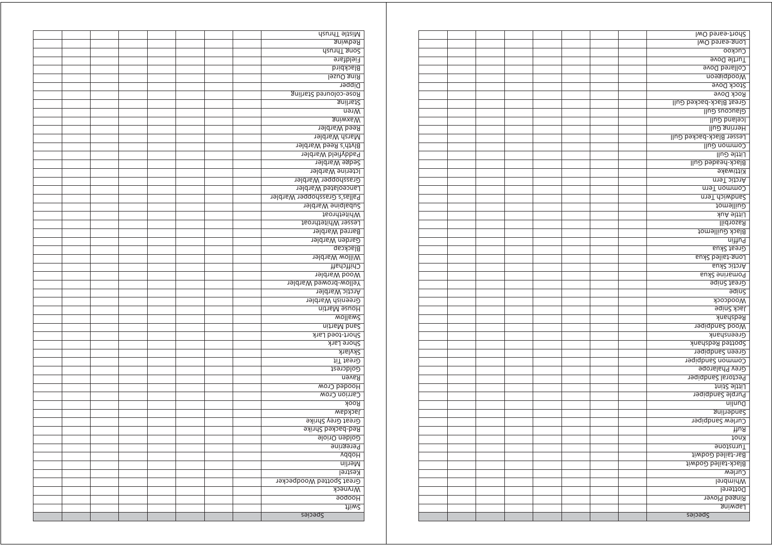| Species | | | | | | | | |
|---|---|---|---|---|---|---|---|---|
| Lapwing | | | | | | | | |
| Ringed Plover | | | | | | | | |
| Dotterel | | | | | | | | |
| Whimbrel | | | | | | | | |
| Curlew | | | | | | | | |
| Black-tailed Godwit | | | | | | | | |
| Bar-tailed Godwit | | | | | | | | |
| Turnstone | | | | | | | | |
| Knot | | | | | | | | |
| Ruff | | | | | | | | |
| Curlew Sandpiper | | | | | | | | |
| Sanderling | | | | | | | | |
| Dunlin | | | | | | | | |
| Purple Sandpiper | | | | | | | | |
| Little Stint | | | | | | | | |
| Pectoral Sandpiper | | | | | | | | |
| Grey Phalarope | | | | | | | | |
| Common Sandpiper | | | | | | | | |
| Green Sandpiper | | | | | | | | |
| Spotted Redshank | | | | | | | | |
| Greenshank | | | | | | | | |
| Wood Sandpiper | | | | | | | | |
| Redshank | | | | | | | | |
| Jack Snipe | | | | | | | | |
| Woodcock | | | | | | | | |
| Snipe | | | | | | | | |
| Great Snipe | | | | | | | | |
| Pomarine Skua | | | | | | | | |
| Arctic Skua | | | | | | | | |
| Long-tailed Skua | | | | | | | | |
| Great Skua | | | | | | | | |
| Puffin | | | | | | | | |
| Black Guillemot | | | | | | | | |
| Razorbill | | | | | | | | |
| Little Auk | | | | | | | | |
| Guillemot | | | | | | | | |
| Sandwich Tern | | | | | | | | |
| Common Tern | | | | | | | | |
| Arctic Tern | | | | | | | | |
| Kittiwake | | | | | | | | |
| Black-headed Gull | | | | | | | | |
| Little Gull | | | | | | | | |
| Common Gull | | | | | | | | |
| Lesser Black-backed Gull | | | | | | | | |
| Herring Gull | | | | | | | | |
| Iceland Gull | | | | | | | | |
| Glaucous Gull | | | | | | | | |
| Great Black-backed Gull | | | | | | | | |
| Rock Dove | | | | | | | | |
| Stock Dove | | | | | | | | |
| Woodpigeon | | | | | | | | |
| Collared Dove | | | | | | | | |
| Turtle Dove | | | | | | | | |
| Cuckoo | | | | | | | | |
| Long-eared Owl | | | | | | | | |
| Short-eared Owl | | | | | | | | |

| Species | | | | | | | | |
|---|---|---|---|---|---|---|---|---|
| Swift | | | | | | | | |
| Hoopoe | | | | | | | | |
| Wryneck | | | | | | | | |
| Great Spotted Woodpecker | | | | | | | | |
| Kestrel | | | | | | | | |
| Merlin | | | | | | | | |
| Hobby | | | | | | | | |
| Peregrine | | | | | | | | |
| Golden Oriole | | | | | | | | |
| Red-backed Shrike | | | | | | | | |
| Great Grey Shrike | | | | | | | | |
| Jackdaw | | | | | | | | |
| Rook | | | | | | | | |
| Carrion Crow | | | | | | | | |
| Hooded Crow | | | | | | | | |
| Raven | | | | | | | | |
| Goldcrest | | | | | | | | |
| Great Tit | | | | | | | | |
| Skylark | | | | | | | | |
| Shore Lark | | | | | | | | |
| Short-toed Lark | | | | | | | | |
| Sand Martin | | | | | | | | |
| Swallow | | | | | | | | |
| House Martin | | | | | | | | |
| Greenish Warbler | | | | | | | | |
| Arctic Warbler | | | | | | | | |
| Yellow-browed Warbler | | | | | | | | |
| Wood Warbler | | | | | | | | |
| Chiffchaff | | | | | | | | |
| Willow Warbler | | | | | | | | |
| Blackcap | | | | | | | | |
| Garden Warbler | | | | | | | | |
| Barred Warbler | | | | | | | | |
| Lesser Whitethroat | | | | | | | | |
| Whitethroat | | | | | | | | |
| Subalpine Warbler | | | | | | | | |
| Pallas's Grasshopper Warbler | | | | | | | | |
| Lanceolated Warbler | | | | | | | | |
| Grasshopper Warbler | | | | | | | | |
| Icterine Warbler | | | | | | | | |
| Sedge Warbler | | | | | | | | |
| Paddyfield Warbler | | | | | | | | |
| Blyth's Reed Warbler | | | | | | | | |
| Marsh Warbler | | | | | | | | |
| Reed Warbler | | | | | | | | |
| Waxwing | | | | | | | | |
| Wren | | | | | | | | |
| Starling | | | | | | | | |
| Rose-coloured Starling | | | | | | | | |
| Dipper | | | | | | | | |
| Ring Ouzel | | | | | | | | |
| Blackbird | | | | | | | | |
| Fieldfare | | | | | | | | |
| Song Thrush | | | | | | | | |
| Redwing | | | | | | | | |
| Mistle Thrush | | | | | | | | |